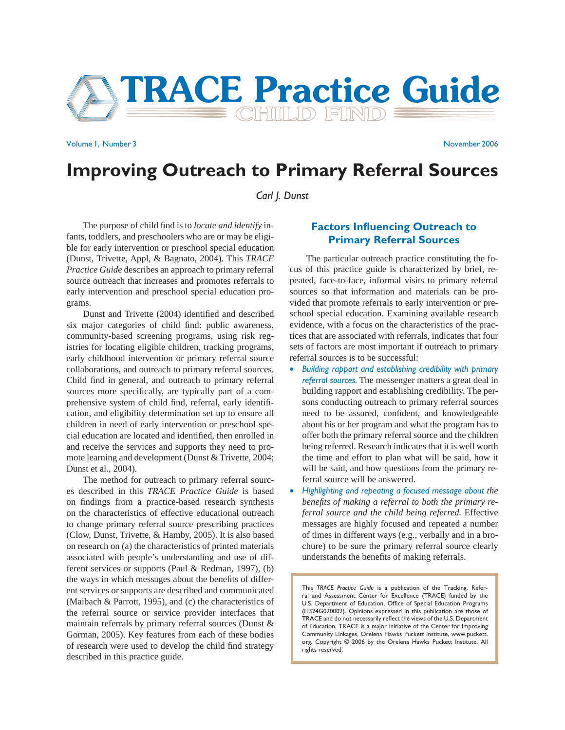# TRACE Practice Guide

CHILD FIND

Volume 1, Number 3 November 2006

## Improving Outreach to Primary Referral Sources

*Carl J. Dunst*

The purpose of child find is to *locate and identify* infants, toddlers, and preschoolers who are or may be eligible for early intervention or preschool special education (Dunst, Trivette, Appl, & Bagnato, 2004). This *TRACE Practice Guide* describes an approach to primary referral source outreach that increases and promotes referrals to early intervention and preschool special education programs.

Dunst and Trivette (2004) identified and described six major categories of child find: public awareness, community-based screening programs, using risk registries for locating eligible children, tracking programs, early childhood intervention or primary referral source collaborations, and outreach to primary referral sources. Child find in general, and outreach to primary referral sources more specifically, are typically part of a comprehensive system of child find, referral, early identification, and eligibility determination set up to ensure all children in need of early intervention or preschool special education are located and identified, then enrolled in and receive the services and supports they need to promote learning and development (Dunst & Trivette, 2004; Dunst et al., 2004).

The method for outreach to primary referral sources described in this *TRACE Practice Guide* is based on findings from a practice-based research synthesis on the characteristics of effective educational outreach to change primary referral source prescribing practices (Clow, Dunst, Trivette, & Hamby, 2005). It is also based on research on (a) the characteristics of printed materials associated with people's understanding and use of different services or supports (Paul & Redman, 1997), (b) the ways in which messages about the benefits of different services or supports are described and communicated (Maibach & Parrott, 1995), and (c) the characteristics of the referral source or service provider interfaces that maintain referrals by primary referral sources (Dunst & Gorman, 2005). Key features from each of these bodies of research were used to develop the child find strategy described in this practice guide.

### Factors Influencing Outreach to Primary Referral Sources

The particular outreach practice constituting the focus of this practice guide is characterized by brief, repeated, face-to-face, informal visits to primary referral sources so that information and materials can be provided that promote referrals to early intervention or preschool special education. Examining available research evidence, with a focus on the characteristics of the practices that are associated with referrals, indicates that four sets of factors are most important if outreach to primary referral sources is to be successful:

- *Building rapport and establishing credibility with primary referral sources.* The messenger matters a great deal in building rapport and establishing credibility. The persons conducting outreach to primary referral sources need to be assured, confident, and knowledgeable about his or her program and what the program has to offer both the primary referral source and the children being referred. Research indicates that it is well worth the time and effort to plan what will be said, how it will be said, and how questions from the primary referral source will be answered.
- *Highlighting and repeating a focused message about the benefits of making a referral to both the primary referral source and the child being referred.* Effective messages are highly focused and repeated a number of times in different ways (e.g., verbally and in a brochure) to be sure the primary referral source clearly understands the benefits of making referrals.

This *TRACE Practice Guide* is a publication of the Tracking, Referral and Assessment Center for Excellence (TRACE) funded by the U.S. Department of Education, Office of Special Education Programs (H324G020002). Opinions expressed in this publication are those of TRACE and do not necessarily reflect the views of the U.S. Department of Education. TRACE is a major initiative of the Center for Improving Community Linkages, Orelena Hawks Puckett Institute, www.puckett.org. Copyright © 2006 by the Orelena Hawks Puckett Institute. All rights reserved.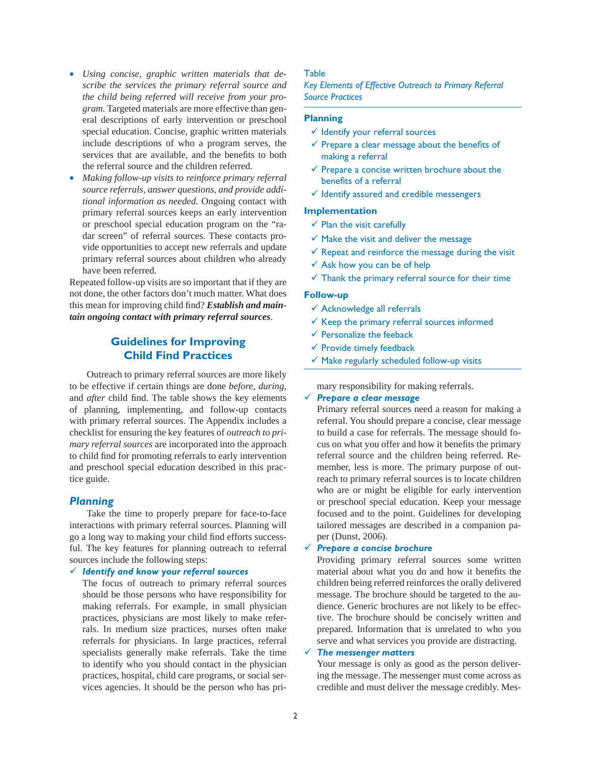- *Using concise, graphic written materials that describe the services the primary referral source and the child being referred will receive from your program.* Targeted materials are more effective than general descriptions of early intervention or preschool special education. Concise, graphic written materials include descriptions of who a program serves, the services that are available, and the benefits to both the referral source and the children referred.
- *Making follow-up visits to reinforce primary referral source referrals, answer questions, and provide additional information as needed.* Ongoing contact with primary referral sources keeps an early intervention or preschool special education program on the "radar screen" of referral sources. These contacts provide opportunities to accept new referrals and update primary referral sources about children who already have been referred.

Repeated follow-up visits are so important that if they are not done, the other factors don't much matter. What does this mean for improving child find? ***Establish and maintain ongoing contact with primary referral sources***.

## Guidelines for Improving Child Find Practices

Outreach to primary referral sources are more likely to be effective if certain things are done *before*, *during*, and *after* child find. The table shows the key elements of planning, implementing, and follow-up contacts with primary referral sources. The Appendix includes a checklist for ensuring the key features of *outreach to primary referral sources* are incorporated into the approach to child find for promoting referrals to early intervention and preschool special education described in this practice guide.

Table

*Key Elements of Effective Outreach to Primary Referral Source Practices*

**Planning**

- ✓ Identify your referral sources
- ✓ Prepare a clear message about the benefits of making a referral
- ✓ Prepare a concise written brochure about the benefits of a referral
- ✓ Identify assured and credible messengers

**Implementation**

- ✓ Plan the visit carefully
- ✓ Make the visit and deliver the message
- ✓ Repeat and reinforce the message during the visit
- ✓ Ask how you can be of help
- ✓ Thank the primary referral source for their time

**Follow-up**

- ✓ Acknowledge all referrals
- ✓ Keep the primary referral sources informed
- ✓ Personalize the feeback
- ✓ Provide timely feedback
- ✓ Make regularly scheduled follow-up visits

### *Planning*

Take the time to properly prepare for face-to-face interactions with primary referral sources. Planning will go a long way to making your child find efforts successful. The key features for planning outreach to referral sources include the following steps:

✓ ***Identify and know your referral sources***

The focus of outreach to primary referral sources should be those persons who have responsibility for making referrals. For example, in small physician practices, physicians are most likely to make referrals. In medium size practices, nurses often make referrals for physicians. In large practices, referral specialists generally make referrals. Take the time to identify who you should contact in the physician practices, hospital, child care programs, or social services agencies. It should be the person who has primary responsibility for making referrals.

✓ ***Prepare a clear message***

Primary referral sources need a reason for making a referral. You should prepare a concise, clear message to build a case for referrals. The message should focus on what you offer and how it benefits the primary referral source and the children being referred. Remember, less is more. The primary purpose of outreach to primary referral sources is to locate children who are or might be eligible for early intervention or preschool special education. Keep your message focused and to the point. Guidelines for developing tailored messages are described in a companion paper (Dunst, 2006).

✓ ***Prepare a concise brochure***

Providing primary referral sources some written material about what you do and how it benefits the children being referred reinforces the orally delivered message. The brochure should be targeted to the audience. Generic brochures are not likely to be effective. The brochure should be concisely written and prepared. Information that is unrelated to who you serve and what services you provide are distracting.

✓ ***The messenger matters***

Your message is only as good as the person delivering the message. The messenger must come across as credible and must deliver the message credibly. Mes-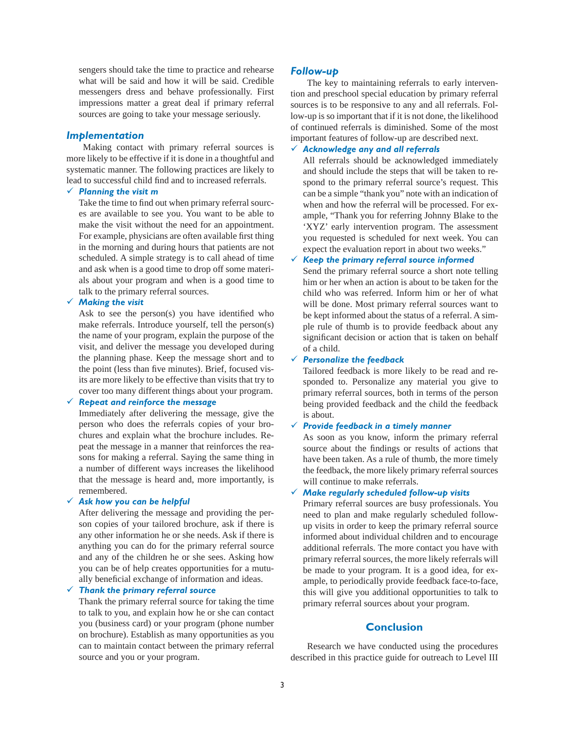sengers should take the time to practice and rehearse what will be said and how it will be said. Credible messengers dress and behave professionally. First impressions matter a great deal if primary referral sources are going to take your message seriously.

### Implementation

Making contact with primary referral sources is more likely to be effective if it is done in a thoughtful and systematic manner. The following practices are likely to lead to successful child find and to increased referrals.

✓ ***Planning the visit m***
Take the time to find out when primary referral sources are available to see you. You want to be able to make the visit without the need for an appointment. For example, physicians are often available first thing in the morning and during hours that patients are not scheduled. A simple strategy is to call ahead of time and ask when is a good time to drop off some materials about your program and when is a good time to talk to the primary referral sources.

✓ ***Making the visit***
Ask to see the person(s) you have identified who make referrals. Introduce yourself, tell the person(s) the name of your program, explain the purpose of the visit, and deliver the message you developed during the planning phase. Keep the message short and to the point (less than five minutes). Brief, focused visits are more likely to be effective than visits that try to cover too many different things about your program.

✓ ***Repeat and reinforce the message***
Immediately after delivering the message, give the person who does the referrals copies of your brochures and explain what the brochure includes. Repeat the message in a manner that reinforces the reasons for making a referral. Saying the same thing in a number of different ways increases the likelihood that the message is heard and, more importantly, is remembered.

✓ ***Ask how you can be helpful***
After delivering the message and providing the person copies of your tailored brochure, ask if there is any other information he or she needs. Ask if there is anything you can do for the primary referral source and any of the children he or she sees. Asking how you can be of help creates opportunities for a mutually beneficial exchange of information and ideas.

✓ ***Thank the primary referral source***
Thank the primary referral source for taking the time to talk to you, and explain how he or she can contact you (business card) or your program (phone number on brochure). Establish as many opportunities as you can to maintain contact between the primary referral source and you or your program.

### Follow-up

The key to maintaining referrals to early intervention and preschool special education by primary referral sources is to be responsive to any and all referrals. Follow-up is so important that if it is not done, the likelihood of continued referrals is diminished. Some of the most important features of follow-up are described next.

✓ ***Acknowledge any and all referrals***
All referrals should be acknowledged immediately and should include the steps that will be taken to respond to the primary referral source's request. This can be a simple "thank you" note with an indication of when and how the referral will be processed. For example, "Thank you for referring Johnny Blake to the 'XYZ' early intervention program. The assessment you requested is scheduled for next week. You can expect the evaluation report in about two weeks."

✓ ***Keep the primary referral source informed***
Send the primary referral source a short note telling him or her when an action is about to be taken for the child who was referred. Inform him or her of what will be done. Most primary referral sources want to be kept informed about the status of a referral. A simple rule of thumb is to provide feedback about any significant decision or action that is taken on behalf of a child.

✓ ***Personalize the feedback***
Tailored feedback is more likely to be read and responded to. Personalize any material you give to primary referral sources, both in terms of the person being provided feedback and the child the feedback is about.

✓ ***Provide feedback in a timely manner***
As soon as you know, inform the primary referral source about the findings or results of actions that have been taken. As a rule of thumb, the more timely the feedback, the more likely primary referral sources will continue to make referrals.

✓ ***Make regularly scheduled follow-up visits***
Primary referral sources are busy professionals. You need to plan and make regularly scheduled follow-up visits in order to keep the primary referral source informed about individual children and to encourage additional referrals. The more contact you have with primary referral sources, the more likely referrals will be made to your program. It is a good idea, for example, to periodically provide feedback face-to-face, this will give you additional opportunities to talk to primary referral sources about your program.

## Conclusion

Research we have conducted using the procedures described in this practice guide for outreach to Level III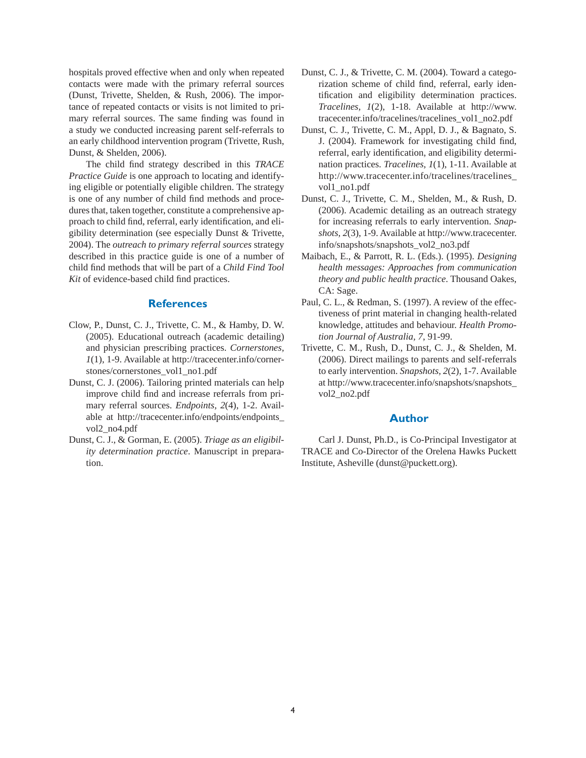hospitals proved effective when and only when repeated contacts were made with the primary referral sources (Dunst, Trivette, Shelden, & Rush, 2006). The importance of repeated contacts or visits is not limited to primary referral sources. The same finding was found in a study we conducted increasing parent self-referrals to an early childhood intervention program (Trivette, Rush, Dunst, & Shelden, 2006).

The child find strategy described in this *TRACE Practice Guide* is one approach to locating and identifying eligible or potentially eligible children. The strategy is one of any number of child find methods and procedures that, taken together, constitute a comprehensive approach to child find, referral, early identification, and eligibility determination (see especially Dunst & Trivette, 2004). The *outreach to primary referral sources* strategy described in this practice guide is one of a number of child find methods that will be part of a *Child Find Tool Kit* of evidence-based child find practices.

## References

Clow, P., Dunst, C. J., Trivette, C. M., & Hamby, D. W. (2005). Educational outreach (academic detailing) and physician prescribing practices. *Cornerstones*, *1*(1), 1-9. Available at http://tracecenter.info/cornerstones/cornerstones_vol1_no1.pdf

Dunst, C. J. (2006). Tailoring printed materials can help improve child find and increase referrals from primary referral sources. *Endpoints, 2*(4), 1-2. Available at http://tracecenter.info/endpoints/endpoints_vol2_no4.pdf

Dunst, C. J., & Gorman, E. (2005). *Triage as an eligibility determination practice*. Manuscript in preparation.

Dunst, C. J., & Trivette, C. M. (2004). Toward a categorization scheme of child find, referral, early identification and eligibility determination practices. *Tracelines, 1*(2), 1-18. Available at http://www.tracecenter.info/tracelines/tracelines_vol1_no2.pdf

Dunst, C. J., Trivette, C. M., Appl, D. J., & Bagnato, S. J. (2004). Framework for investigating child find, referral, early identification, and eligibility determination practices. *Tracelines, 1*(1), 1-11. Available at http://www.tracecenter.info/tracelines/tracelines_vol1_no1.pdf

Dunst, C. J., Trivette, C. M., Shelden, M., & Rush, D. (2006). Academic detailing as an outreach strategy for increasing referrals to early intervention. *Snapshots, 2*(3), 1-9. Available at http://www.tracecenter.info/snapshots/snapshots_vol2_no3.pdf

Maibach, E., & Parrott, R. L. (Eds.). (1995). *Designing health messages: Approaches from communication theory and public health practice*. Thousand Oakes, CA: Sage.

Paul, C. L., & Redman, S. (1997). A review of the effectiveness of print material in changing health-related knowledge, attitudes and behaviour. *Health Promotion Journal of Australia, 7*, 91-99.

Trivette, C. M., Rush, D., Dunst, C. J., & Shelden, M. (2006). Direct mailings to parents and self-referrals to early intervention. *Snapshots, 2*(2), 1-7. Available at http://www.tracecenter.info/snapshots/snapshots_vol2_no2.pdf

## Author

Carl J. Dunst, Ph.D., is Co-Principal Investigator at TRACE and Co-Director of the Orelena Hawks Puckett Institute, Asheville (dunst@puckett.org).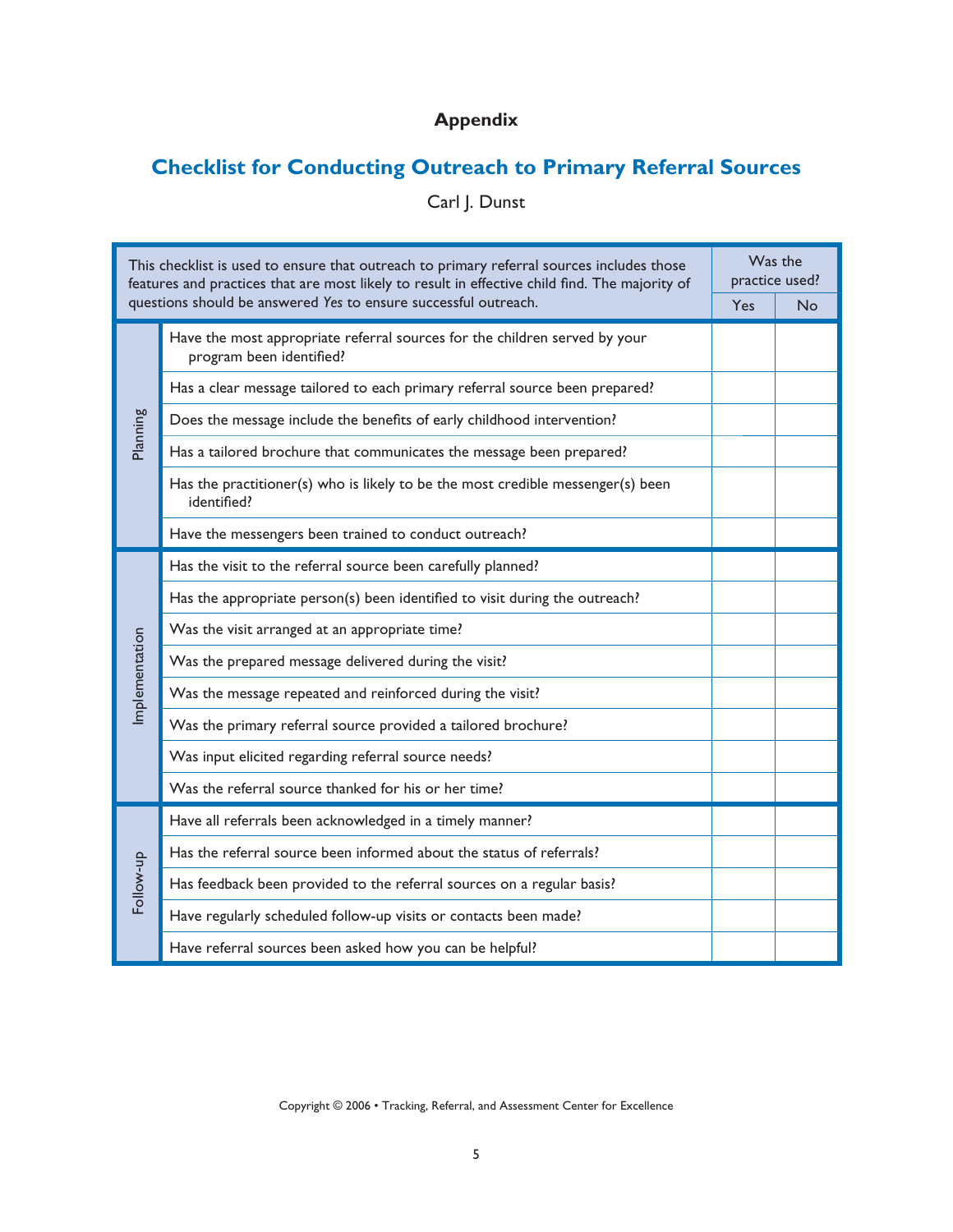## Appendix

# Checklist for Conducting Outreach to Primary Referral Sources

Carl J. Dunst

| This checklist is used to ensure that outreach to primary referral sources includes those features and practices that are most likely to result in effective child find. The majority of questions should be answered *Yes* to ensure successful outreach. | | Was the practice used? Yes | No |
|---|---|---|---|
| Planning | Have the most appropriate referral sources for the children served by your program been identified? | | |
| | Has a clear message tailored to each primary referral source been prepared? | | |
| | Does the message include the benefits of early childhood intervention? | | |
| | Has a tailored brochure that communicates the message been prepared? | | |
| | Has the practitioner(s) who is likely to be the most credible messenger(s) been identified? | | |
| | Have the messengers been trained to conduct outreach? | | |
| Implementation | Has the visit to the referral source been carefully planned? | | |
| | Has the appropriate person(s) been identified to visit during the outreach? | | |
| | Was the visit arranged at an appropriate time? | | |
| | Was the prepared message delivered during the visit? | | |
| | Was the message repeated and reinforced during the visit? | | |
| | Was the primary referral source provided a tailored brochure? | | |
| | Was input elicited regarding referral source needs? | | |
| | Was the referral source thanked for his or her time? | | |
| Follow-up | Have all referrals been acknowledged in a timely manner? | | |
| | Has the referral source been informed about the status of referrals? | | |
| | Has feedback been provided to the referral sources on a regular basis? | | |
| | Have regularly scheduled follow-up visits or contacts been made? | | |
| | Have referral sources been asked how you can be helpful? | | |

Copyright © 2006 • Tracking, Referral, and Assessment Center for Excellence